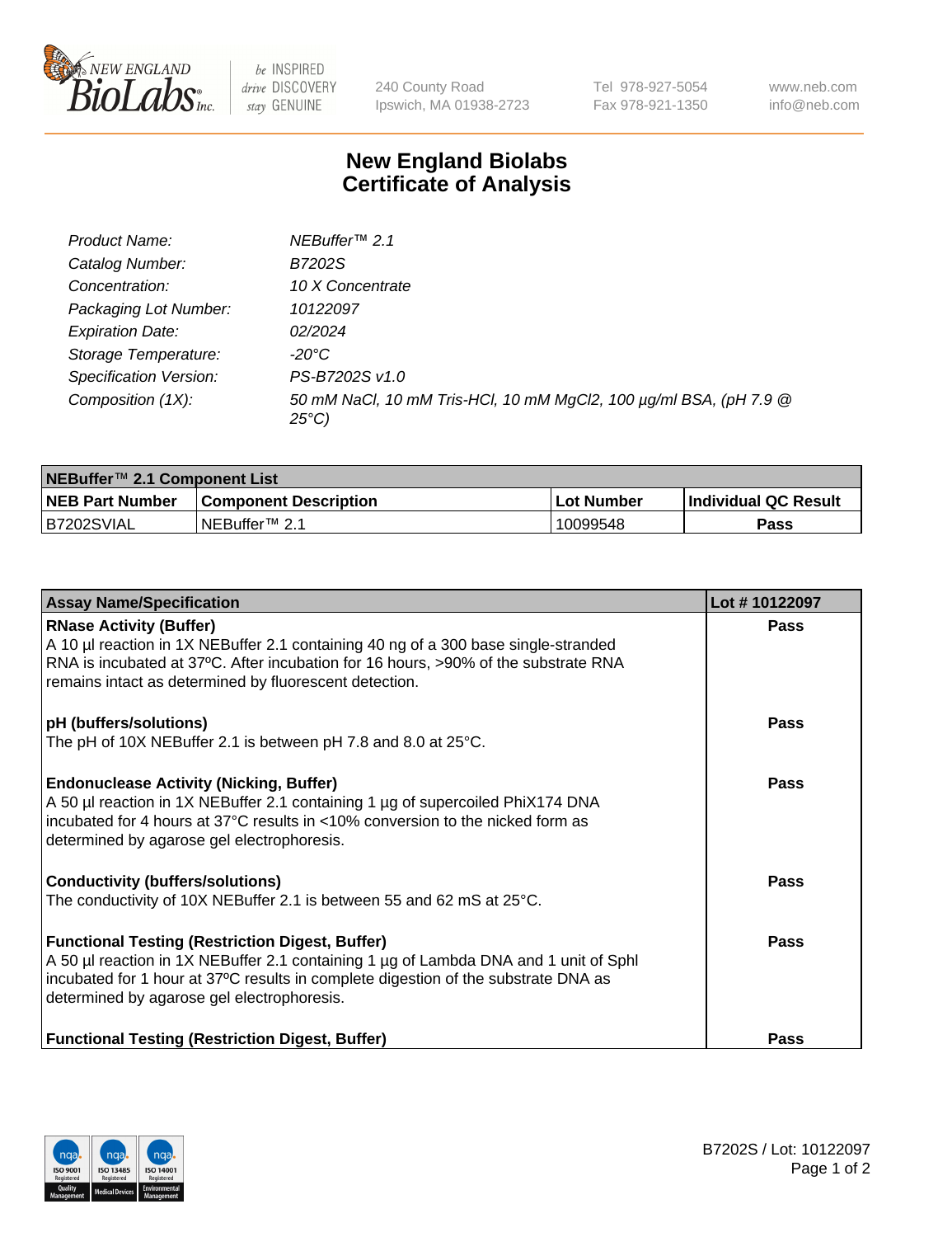# New England Biolabs Certificate of Analysis

| | |
|---|---|
| *Product Name:* | *NEBuffer™ 2.1* |
| *Catalog Number:* | *B7202S* |
| *Concentration:* | *10 X Concentrate* |
| *Packaging Lot Number:* | *10122097* |
| *Expiration Date:* | *02/2024* |
| *Storage Temperature:* | *-20°C* |
| *Specification Version:* | *PS-B7202S v1.0* |
| *Composition (1X):* | *50 mM NaCl, 10 mM Tris-HCl, 10 mM MgCl2, 100 µg/ml BSA, (pH 7.9 @ 25°C)* |

| NEBuffer™ 2.1 Component List | | | |
|---|---|---|---|
| **NEB Part Number** | **Component Description** | **Lot Number** | **Individual QC Result** |
| B7202SVIAL | NEBuffer™ 2.1 | 10099548 | **Pass** |

| Assay Name/Specification | Lot # 10122097 |
|---|---|
| **RNase Activity (Buffer)**<br>A 10 µl reaction in 1X NEBuffer 2.1 containing 40 ng of a 300 base single-stranded RNA is incubated at 37ºC. After incubation for 16 hours, >90% of the substrate RNA remains intact as determined by fluorescent detection. | **Pass** |
| **pH (buffers/solutions)**<br>The pH of 10X NEBuffer 2.1 is between pH 7.8 and 8.0 at 25°C. | **Pass** |
| **Endonuclease Activity (Nicking, Buffer)**<br>A 50 µl reaction in 1X NEBuffer 2.1 containing 1 µg of supercoiled PhiX174 DNA incubated for 4 hours at 37°C results in <10% conversion to the nicked form as determined by agarose gel electrophoresis. | **Pass** |
| **Conductivity (buffers/solutions)**<br>The conductivity of 10X NEBuffer 2.1 is between 55 and 62 mS at 25°C. | **Pass** |
| **Functional Testing (Restriction Digest, Buffer)**<br>A 50 µl reaction in 1X NEBuffer 2.1 containing 1 µg of Lambda DNA and 1 unit of SphI incubated for 1 hour at 37ºC results in complete digestion of the substrate DNA as determined by agarose gel electrophoresis. | **Pass** |
| **Functional Testing (Restriction Digest, Buffer)** | **Pass** |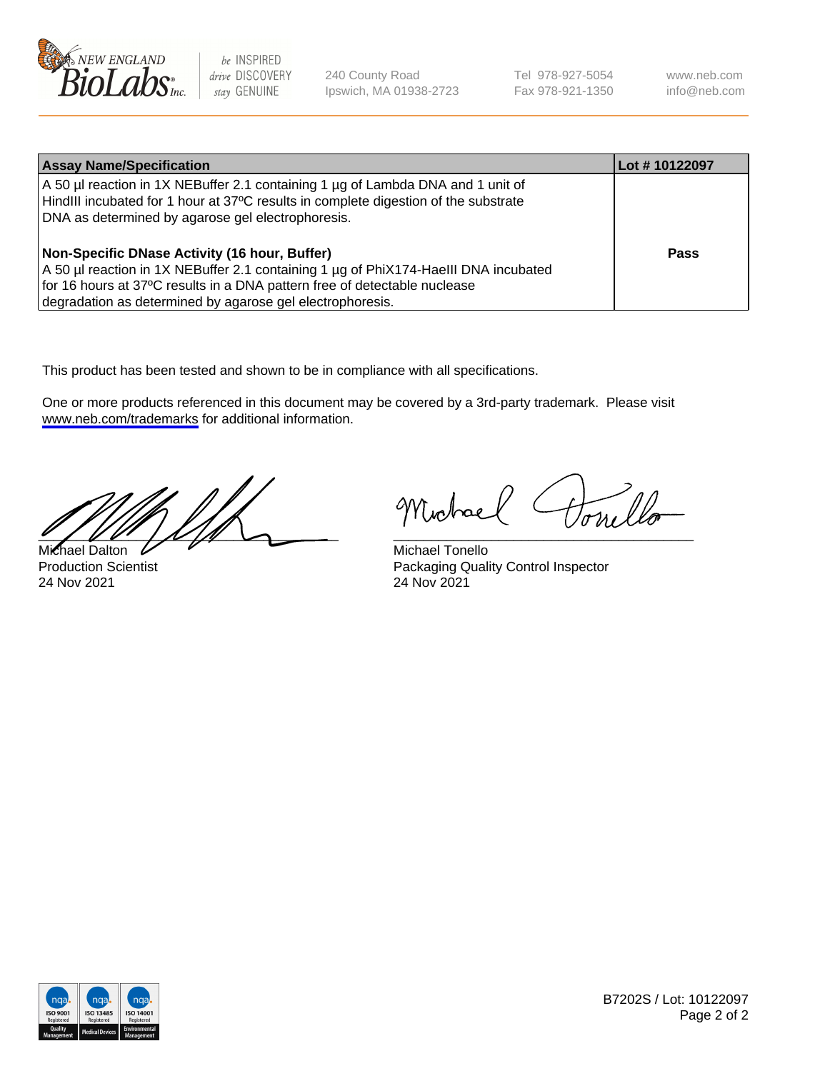| Assay Name/Specification | Lot # 10122097 |
|---|---|
| A 50 µl reaction in 1X NEBuffer 2.1 containing 1 µg of Lambda DNA and 1 unit of HindIII incubated for 1 hour at 37ºC results in complete digestion of the substrate DNA as determined by agarose gel electrophoresis. | |
| **Non-Specific DNase Activity (16 hour, Buffer)** A 50 µl reaction in 1X NEBuffer 2.1 containing 1 µg of PhiX174-HaeIII DNA incubated for 16 hours at 37ºC results in a DNA pattern free of detectable nuclease degradation as determined by agarose gel electrophoresis. | **Pass** |

This product has been tested and shown to be in compliance with all specifications.

One or more products referenced in this document may be covered by a 3rd-party trademark. Please visit www.neb.com/trademarks for additional information.

Michael Dalton
Production Scientist
24 Nov 2021

Michael Tonello
Packaging Quality Control Inspector
24 Nov 2021

B7202S / Lot: 10122097